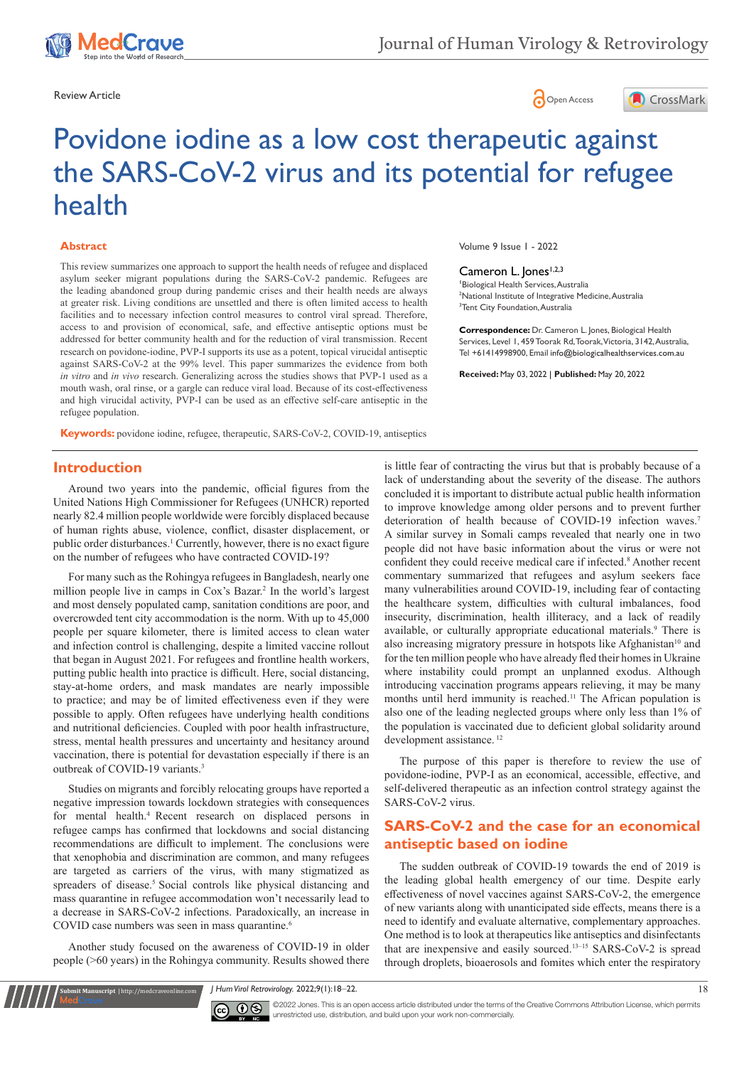Review Article

# Povidone iodine as a low cost therapeutic against the SARS-CoV-2 virus and its potential for refugee health

Volume 9 Issue 1 - 2022

Cameron L. Jones[1,2,3]

[1]Biological Health Services, Australia
[2]National Institute of Integrative Medicine, Australia
[3]Tent City Foundation, Australia

**Correspondence:** Dr. Cameron L. Jones, Biological Health Services, Level 1, 459 Toorak Rd, Toorak, Victoria, 3142, Australia, Tel +61414998900, Email info@biologicalhealthservices.com.au

**Received:** May 03, 2022 | **Published:** May 20, 2022

## Abstract

This review summarizes one approach to support the health needs of refugee and displaced asylum seeker migrant populations during the SARS-CoV-2 pandemic. Refugees are the leading abandoned group during pandemic crises and their health needs are always at greater risk. Living conditions are unsettled and there is often limited access to health facilities and to necessary infection control measures to control viral spread. Therefore, access to and provision of economical, safe, and effective antiseptic options must be addressed for better community health and for the reduction of viral transmission. Recent research on povidone-iodine, PVP-I supports its use as a potent, topical virucidal antiseptic against SARS-CoV-2 at the 99% level. This paper summarizes the evidence from both *in vitro* and *in vivo* research. Generalizing across the studies shows that PVP-1 used as a mouth wash, oral rinse, or a gargle can reduce viral load. Because of its cost-effectiveness and high virucidal activity, PVP-I can be used as an effective self-care antiseptic in the refugee population.

**Keywords:** povidone iodine, refugee, therapeutic, SARS-CoV-2, COVID-19, antiseptics

## Introduction

Around two years into the pandemic, official figures from the United Nations High Commissioner for Refugees (UNHCR) reported nearly 82.4 million people worldwide were forcibly displaced because of human rights abuse, violence, conflict, disaster displacement, or public order disturbances.[1] Currently, however, there is no exact figure on the number of refugees who have contracted COVID-19?

For many such as the Rohingya refugees in Bangladesh, nearly one million people live in camps in Cox's Bazar.[2] In the world's largest and most densely populated camp, sanitation conditions are poor, and overcrowded tent city accommodation is the norm. With up to 45,000 people per square kilometer, there is limited access to clean water and infection control is challenging, despite a limited vaccine rollout that began in August 2021. For refugees and frontline health workers, putting public health into practice is difficult. Here, social distancing, stay-at-home orders, and mask mandates are nearly impossible to practice; and may be of limited effectiveness even if they were possible to apply. Often refugees have underlying health conditions and nutritional deficiencies. Coupled with poor health infrastructure, stress, mental health pressures and uncertainty and hesitancy around vaccination, there is potential for devastation especially if there is an outbreak of COVID-19 variants.[3]

Studies on migrants and forcibly relocating groups have reported a negative impression towards lockdown strategies with consequences for mental health.[4] Recent research on displaced persons in refugee camps has confirmed that lockdowns and social distancing recommendations are difficult to implement. The conclusions were that xenophobia and discrimination are common, and many refugees are targeted as carriers of the virus, with many stigmatized as spreaders of disease.[5] Social controls like physical distancing and mass quarantine in refugee accommodation won't necessarily lead to a decrease in SARS-CoV-2 infections. Paradoxically, an increase in COVID case numbers was seen in mass quarantine.[6]

Another study focused on the awareness of COVID-19 in older people (>60 years) in the Rohingya community. Results showed there is little fear of contracting the virus but that is probably because of a lack of understanding about the severity of the disease. The authors concluded it is important to distribute actual public health information to improve knowledge among older persons and to prevent further deterioration of health because of COVID-19 infection waves.[7] A similar survey in Somali camps revealed that nearly one in two people did not have basic information about the virus or were not confident they could receive medical care if infected.[8] Another recent commentary summarized that refugees and asylum seekers face many vulnerabilities around COVID-19, including fear of contacting the healthcare system, difficulties with cultural imbalances, food insecurity, discrimination, health illiteracy, and a lack of readily available, or culturally appropriate educational materials.[9] There is also increasing migratory pressure in hotspots like Afghanistan[10] and for the ten million people who have already fled their homes in Ukraine where instability could prompt an unplanned exodus. Although introducing vaccination programs appears relieving, it may be many months until herd immunity is reached.[11] The African population is also one of the leading neglected groups where only less than 1% of the population is vaccinated due to deficient global solidarity around development assistance.[12]

The purpose of this paper is therefore to review the use of povidone-iodine, PVP-I as an economical, accessible, effective, and self-delivered therapeutic as an infection control strategy against the SARS-CoV-2 virus.

## SARS-CoV-2 and the case for an economical antiseptic based on iodine

The sudden outbreak of COVID-19 towards the end of 2019 is the leading global health emergency of our time. Despite early effectiveness of novel vaccines against SARS-CoV-2, the emergence of new variants along with unanticipated side effects, means there is a need to identify and evaluate alternative, complementary approaches. One method is to look at therapeutics like antiseptics and disinfectants that are inexpensive and easily sourced.[13–15] SARS-CoV-2 is spread through droplets, bioaerosols and fomites which enter the respiratory

©2022 Jones. This is an open access article distributed under the terms of the Creative Commons Attribution License, which permits unrestricted use, distribution, and build upon your work non-commercially.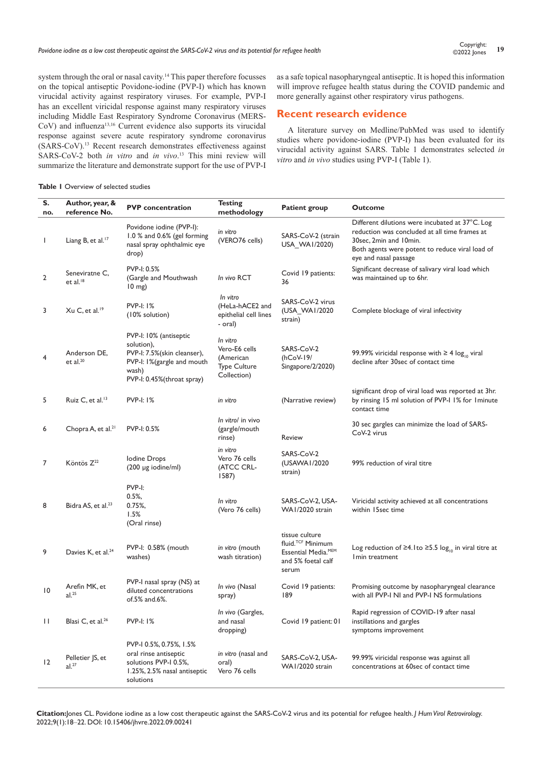system through the oral or nasal cavity.[14] This paper therefore focusses on the topical antiseptic Povidone-iodine (PVP-I) which has known virucidal activity against respiratory viruses. For example, PVP-I has an excellent viricidal response against many respiratory viruses including Middle East Respiratory Syndrome Coronavirus (MERS-CoV) and influenza[13,16] Current evidence also supports its virucidal response against severe acute respiratory syndrome coronavirus (SARS-CoV).[13] Recent research demonstrates effectiveness against SARS-CoV-2 both *in vitro* and *in vivo*.[13] This mini review will summarize the literature and demonstrate support for the use of PVP-I as a safe topical nasopharyngeal antiseptic. It is hoped this information will improve refugee health status during the COVID pandemic and more generally against other respiratory virus pathogens.

## Recent research evidence

A literature survey on Medline/PubMed was used to identify studies where povidone-iodine (PVP-I) has been evaluated for its virucidal activity against SARS. Table 1 demonstrates selected *in vitro* and *in vivo* studies using PVP-I (Table 1).

**Table 1** Overview of selected studies

| S. no. | Author, year, & reference No. | PVP concentration | Testing methodology | Patient group | Outcome |
|---|---|---|---|---|---|
| 1 | Liang B, et al.[17] | Povidone iodine (PVP-I): 1.0 % and 0.6% (gel forming nasal spray ophthalmic eye drop) | *in vitro* (VERO76 cells) | SARS-CoV-2 (strain USA_WA1/2020) | Different dilutions were incubated at 37°C. Log reduction was concluded at all time frames at 30sec, 2min and 10min. Both agents were potent to reduce viral load of eye and nasal passage |
| 2 | Seneviratne C, et al.[18] | PVP-I: 0.5% (Gargle and Mouthwash 10 mg) | *In vivo* RCT | Covid 19 patients: 36 | Significant decrease of salivary viral load which was maintained up to 6hr. |
| 3 | Xu C, et al.[19] | PVP-I: 1% (10% solution) | *In vitro* (HeLa-hACE2 and epithelial cell lines - oral) | SARS-CoV-2 virus (USA_WA1/2020 strain) | Complete blockage of viral infectivity |
| 4 | Anderson DE, et al.[20] | PVP-I: 10% (antiseptic solution), PVP-I: 7.5%(skin cleanser), PVP-I: 1%(gargle and mouth wash) PVP-I: 0.45%(throat spray) | *In vitro* Vero-E6 cells (American Type Culture Collection) | SARS-CoV-2 (hCoV-19/ Singapore/2/2020) | 99.99% viricidal response with ≥ 4 $log_{10}$ viral decline after 30sec of contact time |
| 5 | Ruiz C, et al.[13] | PVP-I: 1% | *in vitro* | (Narrative review) | significant drop of viral load was reported at 3hr. by rinsing 15 ml solution of PVP-I 1% for 1minute contact time |
| 6 | Chopra A, et al.[21] | PVP-I: 0.5% | *In vitro*/ in vivo (gargle/mouth rinse) | Review | 30 sec gargles can minimize the load of SARS-CoV-2 virus |
| 7 | Köntös Z[22] | Iodine Drops (200 µg iodine/ml) | *in vitro* Vero 76 cells (ATCC CRL-1587) | SARS-CoV-2 (USAWA1/2020 strain) | 99% reduction of viral titre |
| 8 | Bidra AS, et al.[23] | PVP-I: 0.5%, 0.75%, 1.5% (Oral rinse) | *In vitro* (Vero 76 cells) | SARS-CoV-2, USA-WA1/2020 strain | Viricidal activity achieved at all concentrations within 15sec time |
| 9 | Davies K, et al.[24] | PVP-I: 0.58% (mouth washes) | *in vitro* (mouth wash titration) | tissue culture fluid.[TCF] Minimum Essential Media.[MEM] and 5% foetal calf serum | Log reduction of ≥4.1to ≥5.5 $log_{10}$ in viral titre at 1min treatment |
| 10 | Arefin MK, et al.[25] | PVP-I nasal spray (NS) at diluted concentrations of.5% and.6%. | *In vivo* (Nasal spray) | Covid 19 patients: 189 | Promising outcome by nasopharyngeal clearance with all PVP-I NI and PVP-I NS formulations |
| 11 | Blasi C, et al.[26] | PVP-I: 1% | *In vivo* (Gargles, and nasal dropping) | Covid 19 patient: 01 | Rapid regression of COVID-19 after nasal instillations and gargles symptoms improvement |
| 12 | Pelletier JS, et al.[27] | PVP-I 0.5%, 0.75%, 1.5% oral rinse antiseptic solutions PVP-I 0.5%, 1.25%, 2.5% nasal antiseptic solutions | *in vitro* (nasal and oral) Vero 76 cells | SARS-CoV-2, USA-WA1/2020 strain | 99.99% viricidal response was against all concentrations at 60sec of contact time |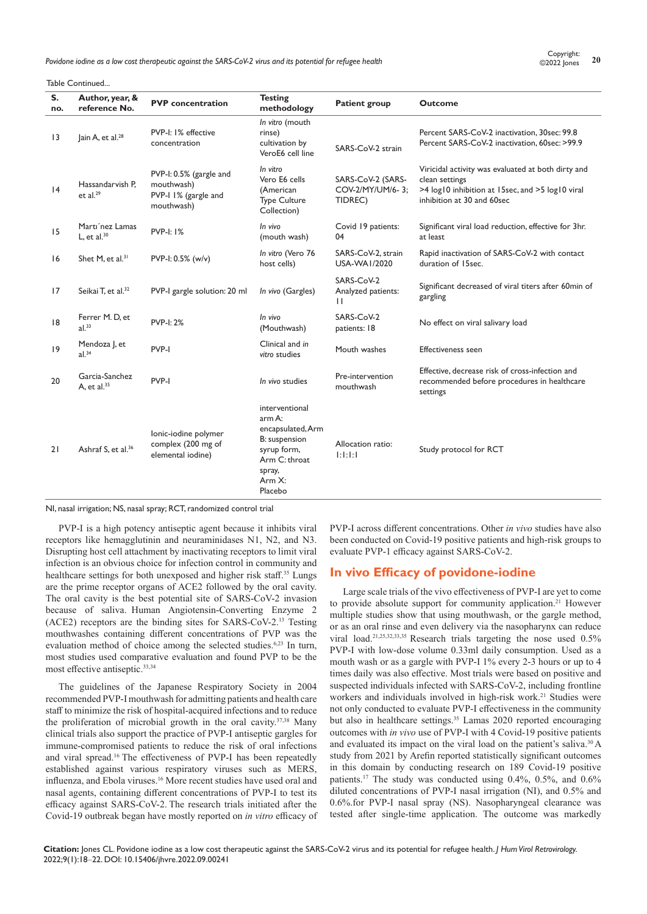Table Continued...

| S. no. | Author, year, & reference No. | PVP concentration | Testing methodology | Patient group | Outcome |
|---|---|---|---|---|---|
| 13 | Jain A, et al.[28] | PVP-I: 1% effective concentration | *In vitro* (mouth rinse) cultivation by VeroE6 cell line | SARS-CoV-2 strain | Percent SARS-CoV-2 inactivation, 30sec: 99.8 Percent SARS-CoV-2 inactivation, 60sec: >99.9 |
| 14 | Hassandarvish P, et al.[29] | PVP-I: 0.5% (gargle and mouthwash) PVP-I 1% (gargle and mouthwash) | *In vitro* Vero E6 cells (American Type Culture Collection) | SARS-CoV-2 (SARS-COV-2/MY/UM/6- 3; TIDREC) | Viricidal activity was evaluated at both dirty and clean settings >4 log10 inhibition at 15sec, and >5 log10 viral inhibition at 30 and 60sec |
| 15 | Martı´nez Lamas L, et al.[30] | PVP-I: 1% | *In vivo* (mouth wash) | Covid 19 patients: 04 | Significant viral load reduction, effective for 3hr. at least |
| 16 | Shet M, et al.[31] | PVP-I: 0.5% (w/v) | *In vitro* (Vero 76 host cells) | SARS-CoV-2, strain USA-WA1/2020 | Rapid inactivation of SARS-CoV-2 with contact duration of 15sec. |
| 17 | Seikai T, et al.[32] | PVP-I gargle solution: 20 ml | *In vivo* (Gargles) | SARS-CoV-2 Analyzed patients: 11 | Significant decreased of viral titers after 60min of gargling |
| 18 | Ferrer M. D, et al.[33] | PVP-I: 2% | *In vivo* (Mouthwash) | SARS-CoV-2 patients: 18 | No effect on viral salivary load |
| 19 | Mendoza J, et al.[34] | PVP-I | Clinical and *in vitro* studies | Mouth washes | Effectiveness seen |
| 20 | Garcia-Sanchez A, et al.[35] | PVP-I | *In vivo* studies | Pre-intervention mouthwash | Effective, decrease risk of cross-infection and recommended before procedures in healthcare settings |
| 21 | Ashraf S, et al.[36] | Ionic-iodine polymer complex (200 mg of elemental iodine) | interventional arm A: encapsulated, Arm B: suspension syrup form, Arm C: throat spray, Arm X: Placebo | Allocation ratio: 1:1:1:1 | Study protocol for RCT |

NI, nasal irrigation; NS, nasal spray; RCT, randomized control trial

PVP-I is a high potency antiseptic agent because it inhibits viral receptors like hemagglutinin and neuraminidases N1, N2, and N3. Disrupting host cell attachment by inactivating receptors to limit viral infection is an obvious choice for infection control in community and healthcare settings for both unexposed and higher risk staff.[35] Lungs are the prime receptor organs of ACE2 followed by the oral cavity. The oral cavity is the best potential site of SARS-CoV-2 invasion because of saliva. Human Angiotensin-Converting Enzyme 2 (ACE2) receptors are the binding sites for SARS-CoV-2.[13] Testing mouthwashes containing different concentrations of PVP was the evaluation method of choice among the selected studies.[6,23] In turn, most studies used comparative evaluation and found PVP to be the most effective antiseptic.[33,34]

The guidelines of the Japanese Respiratory Society in 2004 recommended PVP-I mouthwash for admitting patients and health care staff to minimize the risk of hospital-acquired infections and to reduce the proliferation of microbial growth in the oral cavity.[37,38] Many clinical trials also support the practice of PVP-I antiseptic gargles for immune-compromised patients to reduce the risk of oral infections and viral spread.[16] The effectiveness of PVP-I has been repeatedly established against various respiratory viruses such as MERS, influenza, and Ebola viruses.[16] More recent studies have used oral and nasal agents, containing different concentrations of PVP-I to test its efficacy against SARS-CoV-2. The research trials initiated after the Covid-19 outbreak began have mostly reported on *in vitro* efficacy of PVP-I across different concentrations. Other *in vivo* studies have also been conducted on Covid-19 positive patients and high-risk groups to evaluate PVP-1 efficacy against SARS-CoV-2.

## In vivo Efficacy of povidone-iodine

Large scale trials of the vivo effectiveness of PVP-I are yet to come to provide absolute support for community application.[21] However multiple studies show that using mouthwash, or the gargle method, or as an oral rinse and even delivery via the nasopharynx can reduce viral load.[21,25,32,33,35] Research trials targeting the nose used 0.5% PVP-I with low-dose volume 0.33ml daily consumption. Used as a mouth wash or as a gargle with PVP-I 1% every 2-3 hours or up to 4 times daily was also effective. Most trials were based on positive and suspected individuals infected with SARS-CoV-2, including frontline workers and individuals involved in high-risk work.[21] Studies were not only conducted to evaluate PVP-I effectiveness in the community but also in healthcare settings.[35] Lamas 2020 reported encouraging outcomes with *in vivo* use of PVP-I with 4 Covid-19 positive patients and evaluated its impact on the viral load on the patient's saliva.[30] A study from 2021 by Arefin reported statistically significant outcomes in this domain by conducting research on 189 Covid-19 positive patients.[17] The study was conducted using 0.4%, 0.5%, and 0.6% diluted concentrations of PVP-I nasal irrigation (NI), and 0.5% and 0.6%.for PVP-I nasal spray (NS). Nasopharyngeal clearance was tested after single-time application. The outcome was markedly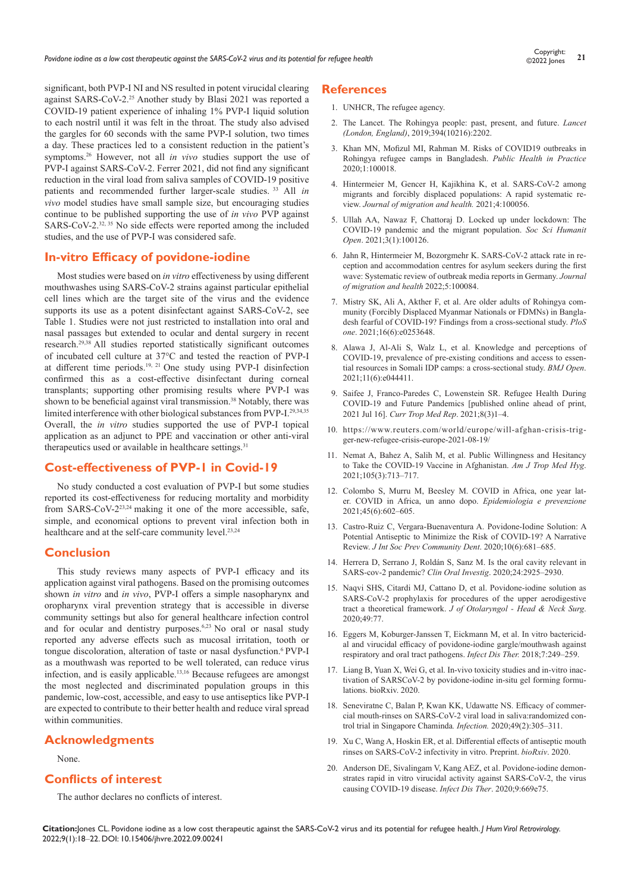significant, both PVP-I NI and NS resulted in potent virucidal clearing against SARS-CoV-2.[25] Another study by Blasi 2021 was reported a COVID-19 patient experience of inhaling 1% PVP-I liquid solution to each nostril until it was felt in the throat. The study also advised the gargles for 60 seconds with the same PVP-I solution, two times a day. These practices led to a consistent reduction in the patient's symptoms.[26] However, not all *in vivo* studies support the use of PVP-I against SARS-CoV-2. Ferrer 2021, did not find any significant reduction in the viral load from saliva samples of COVID-19 positive patients and recommended further larger-scale studies.[33] All *in vivo* model studies have small sample size, but encouraging studies continue to be published supporting the use of *in vivo* PVP against SARS-CoV-2.[32, 35] No side effects were reported among the included studies, and the use of PVP-I was considered safe.

## In-vitro Efficacy of povidone-iodine

Most studies were based on *in vitro* effectiveness by using different mouthwashes using SARS-CoV-2 strains against particular epithelial cell lines which are the target site of the virus and the evidence supports its use as a potent disinfectant against SARS-CoV-2, see Table 1. Studies were not just restricted to installation into oral and nasal passages but extended to ocular and dental surgery in recent research.[29,38] All studies reported statistically significant outcomes of incubated cell culture at 37°C and tested the reaction of PVP-I at different time periods.[19, 21] One study using PVP-I disinfection confirmed this as a cost-effective disinfectant during corneal transplants; supporting other promising results where PVP-I was shown to be beneficial against viral transmission.[38] Notably, there was limited interference with other biological substances from PVP-I.[29,34,35] Overall, the *in vitro* studies supported the use of PVP-I topical application as an adjunct to PPE and vaccination or other anti-viral therapeutics used or available in healthcare settings.[31]

## Cost-effectiveness of PVP-1 in Covid-19

No study conducted a cost evaluation of PVP-I but some studies reported its cost-effectiveness for reducing mortality and morbidity from SARS-CoV-2[23,24] making it one of the more accessible, safe, simple, and economical options to prevent viral infection both in healthcare and at the self-care community level.[23,24]

## Conclusion

This study reviews many aspects of PVP-I efficacy and its application against viral pathogens. Based on the promising outcomes shown *in vitro* and *in vivo*, PVP-I offers a simple nasopharynx and oropharynx viral prevention strategy that is accessible in diverse community settings but also for general healthcare infection control and for ocular and dentistry purposes.[6,23] No oral or nasal study reported any adverse effects such as mucosal irritation, tooth or tongue discoloration, alteration of taste or nasal dysfunction.[6] PVP-I as a mouthwash was reported to be well tolerated, can reduce virus infection, and is easily applicable.[13,16] Because refugees are amongst the most neglected and discriminated population groups in this pandemic, low-cost, accessible, and easy to use antiseptics like PVP-I are expected to contribute to their better health and reduce viral spread within communities.

## Acknowledgments

None.

## Conflicts of interest

The author declares no conflicts of interest.

## References

1. UNHCR, The refugee agency.
2. The Lancet. The Rohingya people: past, present, and future. *Lancet (London, England)*, 2019;394(10216):2202.
3. Khan MN, Mofizul MI, Rahman M. Risks of COVID19 outbreaks in Rohingya refugee camps in Bangladesh. *Public Health in Practice* 2020;1:100018.
4. Hintermeier M, Gencer H, Kajikhina K, et al. SARS-CoV-2 among migrants and forcibly displaced populations: A rapid systematic review. *Journal of migration and health.* 2021;4:100056.
5. Ullah AA, Nawaz F, Chattoraj D. Locked up under lockdown: The COVID-19 pandemic and the migrant population. *Soc Sci Humanit Open*. 2021;3(1):100126.
6. Jahn R, Hintermeier M, Bozorgmehr K. SARS-CoV-2 attack rate in reception and accommodation centres for asylum seekers during the first wave: Systematic review of outbreak media reports in Germany. *Journal of migration and health* 2022;5:100084.
7. Mistry SK, Ali A, Akther F, et al. Are older adults of Rohingya community (Forcibly Displaced Myanmar Nationals or FDMNs) in Bangladesh fearful of COVID-19? Findings from a cross-sectional study. *PloS one*. 2021;16(6):e0253648.
8. Alawa J, Al-Ali S, Walz L, et al. Knowledge and perceptions of COVID-19, prevalence of pre-existing conditions and access to essential resources in Somali IDP camps: a cross-sectional study. *BMJ Open*. 2021;11(6):e044411.
9. Saifee J, Franco-Paredes C, Lowenstein SR. Refugee Health During COVID-19 and Future Pandemics [published online ahead of print, 2021 Jul 16]. *Curr Trop Med Rep*. 2021;8(3)1–4.
10. https://www.reuters.com/world/europe/will-afghan-crisis-trigger-new-refugee-crisis-europe-2021-08-19/
11. Nemat A, Bahez A, Salih M, et al. Public Willingness and Hesitancy to Take the COVID-19 Vaccine in Afghanistan. *Am J Trop Med Hyg*. 2021;105(3):713–717.
12. Colombo S, Murru M, Beesley M. COVID in Africa, one year later. COVID in Africa, un anno dopo. *Epidemiologia e prevenzione* 2021;45(6):602–605.
13. Castro-Ruiz C, Vergara-Buenaventura A. Povidone-Iodine Solution: A Potential Antiseptic to Minimize the Risk of COVID-19? A Narrative Review. *J Int Soc Prev Community Dent*. 2020;10(6):681–685.
14. Herrera D, Serrano J, Roldán S, Sanz M. Is the oral cavity relevant in SARS-cov-2 pandemic? *Clin Oral Investig*. 2020;24:2925–2930.
15. Naqvi SHS, Citardi MJ, Cattano D, et al. Povidone-iodine solution as SARS-CoV-2 prophylaxis for procedures of the upper aerodigestive tract a theoretical framework. *J of Otolaryngol - Head & Neck Surg*. 2020;49:77.
16. Eggers M, Koburger-Janssen T, Eickmann M, et al. In vitro bactericidal and virucidal efficacy of povidone-iodine gargle/mouthwash against respiratory and oral tract pathogens. *Infect Dis Ther.* 2018;7:249–259.
17. Liang B, Yuan X, Wei G, et al. In-vivo toxicity studies and in-vitro inactivation of SARSCoV-2 by povidone-iodine in-situ gel forming formulations. bioRxiv. 2020.
18. Seneviratne C, Balan P, Kwan KK, Udawatte NS. Efficacy of commercial mouth-rinses on SARS-CoV-2 viral load in saliva:randomized control trial in Singapore Chaminda. *Infection.* 2020;49(2):305–311.
19. Xu C, Wang A, Hoskin ER, et al. Differential effects of antiseptic mouth rinses on SARS-CoV-2 infectivity in vitro. Preprint. *bioRxiv*. 2020.
20. Anderson DE, Sivalingam V, Kang AEZ, et al. Povidone-iodine demonstrates rapid in vitro virucidal activity against SARS-CoV-2, the virus causing COVID-19 disease. *Infect Dis Ther*. 2020;9:669e75.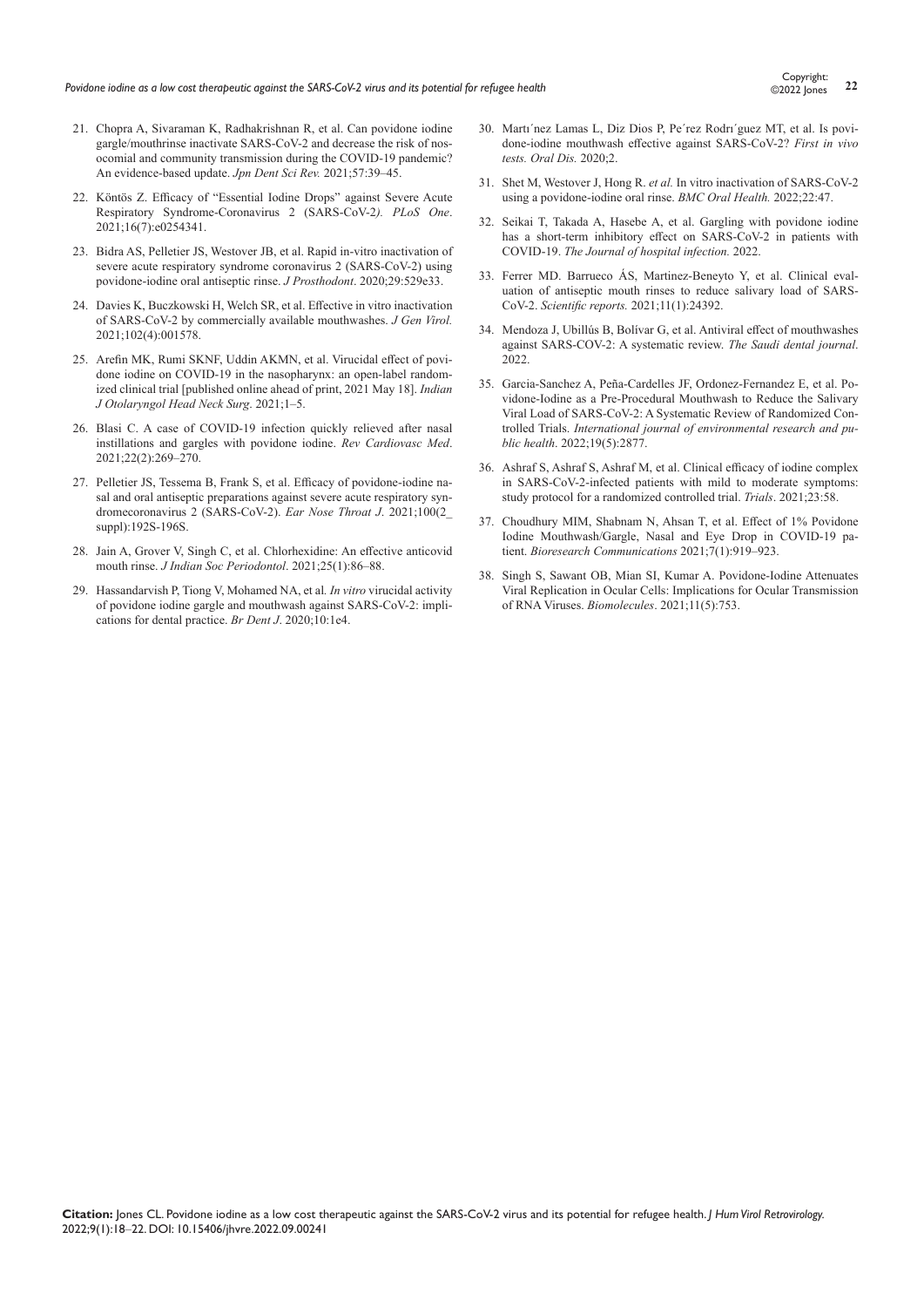21. Chopra A, Sivaraman K, Radhakrishnan R, et al. Can povidone iodine gargle/mouthrinse inactivate SARS-CoV-2 and decrease the risk of nosocomial and community transmission during the COVID-19 pandemic? An evidence-based update. *Jpn Dent Sci Rev.* 2021;57:39–45.

22. Köntös Z. Efficacy of "Essential Iodine Drops" against Severe Acute Respiratory Syndrome-Coronavirus 2 (SARS-CoV-2*). PLoS One*. 2021;16(7):e0254341.

23. Bidra AS, Pelletier JS, Westover JB, et al. Rapid in-vitro inactivation of severe acute respiratory syndrome coronavirus 2 (SARS-CoV-2) using povidone-iodine oral antiseptic rinse. *J Prosthodont*. 2020;29:529e33.

24. Davies K, Buczkowski H, Welch SR, et al. Effective in vitro inactivation of SARS-CoV-2 by commercially available mouthwashes. *J Gen Virol.* 2021;102(4):001578.

25. Arefin MK, Rumi SKNF, Uddin AKMN, et al. Virucidal effect of povidone iodine on COVID-19 in the nasopharynx: an open-label randomized clinical trial [published online ahead of print, 2021 May 18]. *Indian J Otolaryngol Head Neck Surg*. 2021;1–5.

26. Blasi C. A case of COVID-19 infection quickly relieved after nasal instillations and gargles with povidone iodine. *Rev Cardiovasc Med*. 2021;22(2):269–270.

27. Pelletier JS, Tessema B, Frank S, et al. Efficacy of povidone-iodine nasal and oral antiseptic preparations against severe acute respiratory syndromecoronavirus 2 (SARS-CoV-2). *Ear Nose Throat J*. 2021;100(2_suppl):192S-196S.

28. Jain A, Grover V, Singh C, et al. Chlorhexidine: An effective anticovid mouth rinse. *J Indian Soc Periodontol*. 2021;25(1):86–88.

29. Hassandarvish P, Tiong V, Mohamed NA, et al. *In vitro* virucidal activity of povidone iodine gargle and mouthwash against SARS-CoV-2: implications for dental practice. *Br Dent J*. 2020;10:1e4.

30. Martı´nez Lamas L, Diz Dios P, Pe´rez Rodrı´guez MT, et al. Is povidone-iodine mouthwash effective against SARS-CoV-2? *First in vivo tests. Oral Dis.* 2020;2.

31. Shet M, Westover J, Hong R. *et al.* In vitro inactivation of SARS-CoV-2 using a povidone-iodine oral rinse. *BMC Oral Health.* 2022;22:47.

32. Seikai T, Takada A, Hasebe A, et al. Gargling with povidone iodine has a short-term inhibitory effect on SARS-CoV-2 in patients with COVID-19. *The Journal of hospital infection.* 2022.

33. Ferrer MD. Barrueco ÁS, Martinez-Beneyto Y, et al. Clinical evaluation of antiseptic mouth rinses to reduce salivary load of SARS-CoV-2. *Scientific reports.* 2021;11(1):24392.

34. Mendoza J, Ubillús B, Bolívar G, et al. Antiviral effect of mouthwashes against SARS-COV-2: A systematic review. *The Saudi dental journal*. 2022.

35. Garcia-Sanchez A, Peña-Cardelles JF, Ordonez-Fernandez E, et al. Povidone-Iodine as a Pre-Procedural Mouthwash to Reduce the Salivary Viral Load of SARS-CoV-2: A Systematic Review of Randomized Controlled Trials. *International journal of environmental research and public health*. 2022;19(5):2877.

36. Ashraf S, Ashraf S, Ashraf M, et al. Clinical efficacy of iodine complex in SARS-CoV-2-infected patients with mild to moderate symptoms: study protocol for a randomized controlled trial. *Trials*. 2021;23:58.

37. Choudhury MIM, Shabnam N, Ahsan T, et al. Effect of 1% Povidone Iodine Mouthwash/Gargle, Nasal and Eye Drop in COVID-19 patient. *Bioresearch Communications* 2021;7(1):919–923.

38. Singh S, Sawant OB, Mian SI, Kumar A. Povidone-Iodine Attenuates Viral Replication in Ocular Cells: Implications for Ocular Transmission of RNA Viruses. *Biomolecules*. 2021;11(5):753.